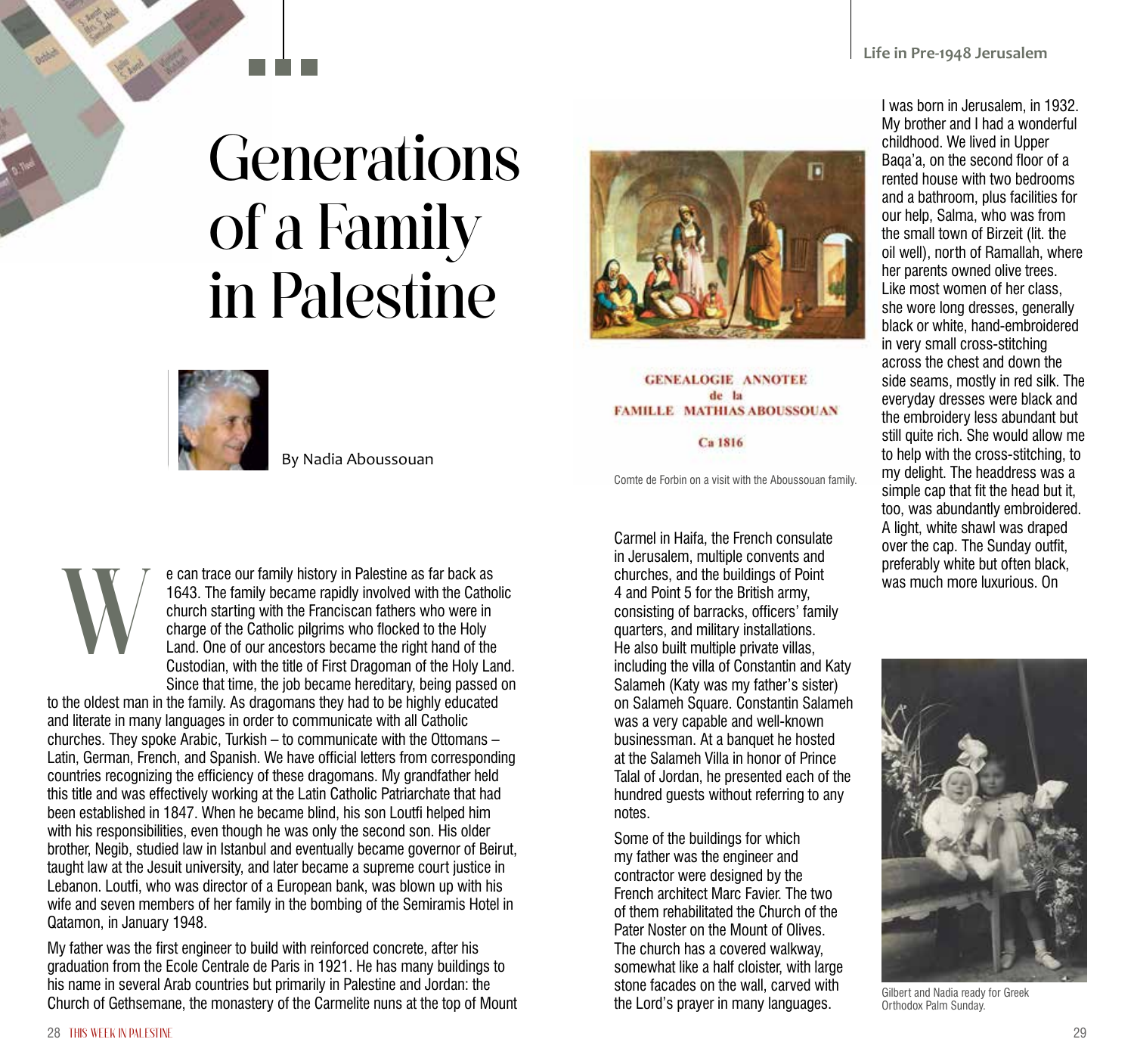# Generations of a Family in Palestine

By Nadia Aboussouan

We can trace our family history in Palestine as far back as 1643. The family became rapidly involved with the Catholic church starting with the Franciscan fathers who were in charge of the Catholic pilgrims who flocked to the Holy Land. One of our ancestors became the right hand of the Custodian, with the title of First Dragoman of the Holy Land. Since that time, the job became hereditary, being passed on to the oldest man in the family. As dragomans they had to be highly educated and literate in many languages in order to communicate with all Catholic churches. They spoke Arabic, Turkish – to communicate with the Ottomans – Latin, German, French, and Spanish. We have official letters from corresponding countries recognizing the efficiency of these dragomans. My grandfather held this title and was effectively working at the Latin Catholic Patriarchate that had been established in 1847. When he became blind, his son Loutfi helped him with his responsibilities, even though he was only the second son. His older brother, Negib, studied law in Istanbul and eventually became governor of Beirut, taught law at the Jesuit university, and later became a supreme court justice in Lebanon. Loutfi, who was director of a European bank, was blown up with his wife and seven members of her family in the bombing of the Semiramis Hotel in Qatamon, in January 1948.

My father was the first engineer to build with reinforced concrete, after his graduation from the Ecole Centrale de Paris in 1921. He has many buildings to his name in several Arab countries but primarily in Palestine and Jordan: the Church of Gethsemane, the monastery of the Carmelite nuns at the top of Mount Carmel in Haifa, the French consulate in Jerusalem, multiple convents and churches, and the buildings of Point 4 and Point 5 for the British army, consisting of barracks, officers' family quarters, and military installations. He also built multiple private villas, including the villa of Constantin and Katy Salameh (Katy was my father's sister) on Salameh Square. Constantin Salameh was a very capable and well-known businessman. At a banquet he hosted at the Salameh Villa in honor of Prince Talal of Jordan, he presented each of the hundred guests without referring to any notes.

Some of the buildings for which my father was the engineer and contractor were designed by the French architect Marc Favier. The two of them rehabilitated the Church of the Pater Noster on the Mount of Olives. The church has a covered walkway, somewhat like a half cloister, with large stone facades on the wall, carved with the Lord's prayer in many languages.

GENEALOGIE ANNOTEE de la FAMILLE MATHIAS ABOUSSOUAN

Ca 1816

Comte de Forbin on a visit with the Aboussouan family.

I was born in Jerusalem, in 1932. My brother and I had a wonderful childhood. We lived in Upper Baqa'a, on the second floor of a rented house with two bedrooms and a bathroom, plus facilities for our help, Salma, who was from the small town of Birzeit (lit. the oil well), north of Ramallah, where her parents owned olive trees. Like most women of her class, she wore long dresses, generally black or white, hand-embroidered in very small cross-stitching across the chest and down the side seams, mostly in red silk. The everyday dresses were black and the embroidery less abundant but still quite rich. She would allow me to help with the cross-stitching, to my delight. The headdress was a simple cap that fit the head but it, too, was abundantly embroidered. A light, white shawl was draped over the cap. The Sunday outfit, preferably white but often black, was much more luxurious. On

Gilbert and Nadia ready for Greek Orthodox Palm Sunday.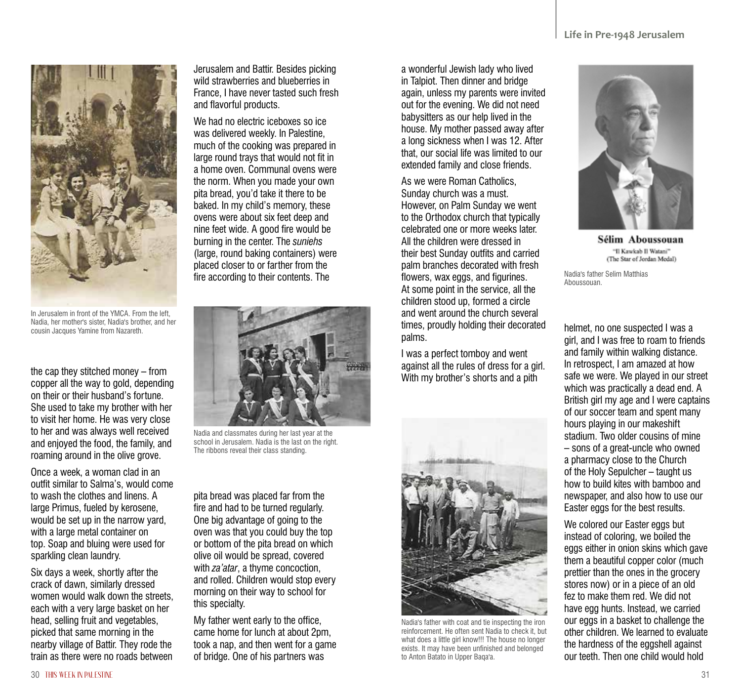the cap they stitched money – from copper all the way to gold, depending on their or their husband's fortune. She used to take my brother with her to visit her home. He was very close to her and was always well received and enjoyed the food, the family, and roaming around in the olive grove.

Once a week, a woman clad in an outfit similar to Salma's, would come to wash the clothes and linens. A large Primus, fueled by kerosene, would be set up in the narrow yard, with a large metal container on top. Soap and bluing were used for sparkling clean laundry.

Six days a week, shortly after the crack of dawn, similarly dressed women would walk down the streets, each with a very large basket on her head, selling fruit and vegetables, picked that same morning in the nearby village of Battir. They rode the train as there were no roads between Jerusalem and Battir. Besides picking wild strawberries and blueberries in France, I have never tasted such fresh and flavorful products.

We had no electric iceboxes so ice was delivered weekly. In Palestine, much of the cooking was prepared in large round trays that would not fit in a home oven. Communal ovens were the norm. When you made your own pita bread, you'd take it there to be baked. In my child's memory, these ovens were about six feet deep and nine feet wide. A good fire would be burning in the center. The *suniehs* (large, round baking containers) were placed closer to or farther from the fire according to their contents. The pita bread was placed far from the fire and had to be turned regularly. One big advantage of going to the oven was that you could buy the top or bottom of the pita bread on which olive oil would be spread, covered with *za'atar*, a thyme concoction, and rolled. Children would stop every morning on their way to school for this specialty.

My father went early to the office, came home for lunch at about 2pm, took a nap, and then went for a game of bridge. One of his partners was a wonderful Jewish lady who lived in Talpiot. Then dinner and bridge again, unless my parents were invited out for the evening. We did not need babysitters as our help lived in the house. My mother passed away after a long sickness when I was 12. After that, our social life was limited to our extended family and close friends.

As we were Roman Catholics, Sunday church was a must. However, on Palm Sunday we went to the Orthodox church that typically celebrated one or more weeks later. All the children were dressed in their best Sunday outfits and carried palm branches decorated with fresh flowers, wax eggs, and figurines. At some point in the service, all the children stood up, formed a circle and went around the church several times, proudly holding their decorated palms.

I was a perfect tomboy and went against all the rules of dress for a girl. With my brother's shorts and a pith helmet, no one suspected I was a girl, and I was free to roam to friends and family within walking distance. In retrospect, I am amazed at how safe we were. We played in our street which was practically a dead end. A British girl my age and I were captains of our soccer team and spent many hours playing in our makeshift stadium. Two older cousins of mine – sons of a great-uncle who owned a pharmacy close to the Church of the Holy Sepulcher – taught us how to build kites with bamboo and newspaper, and also how to use our Easter eggs for the best results.

We colored our Easter eggs but instead of coloring, we boiled the eggs either in onion skins which gave them a beautiful copper color (much prettier than the ones in the grocery stores now) or in a piece of an old fez to make them red. We did not have egg hunts. Instead, we carried our eggs in a basket to challenge the other children. We learned to evaluate the hardness of the eggshell against our teeth. Then one child would hold

In Jerusalem in front of the YMCA. From the left, Nadia, her mother's sister, Nadia's brother, and her cousin Jacques Yamine from Nazareth.

Nadia and classmates during her last year at the school in Jerusalem. Nadia is the last on the right. The ribbons reveal their class standing.

Nadia's father with coat and tie inspecting the iron reinforcement. He often sent Nadia to check it, but what does a little girl know!!! The house no longer exists. It may have been unfinished and belonged to Anton Batato in Upper Baqa'a.

**Sélim Aboussouan**
"Il Kawkab Il Watani"
(The Star of Jordan Medal)

Nadia's father Selim Matthias Aboussouan.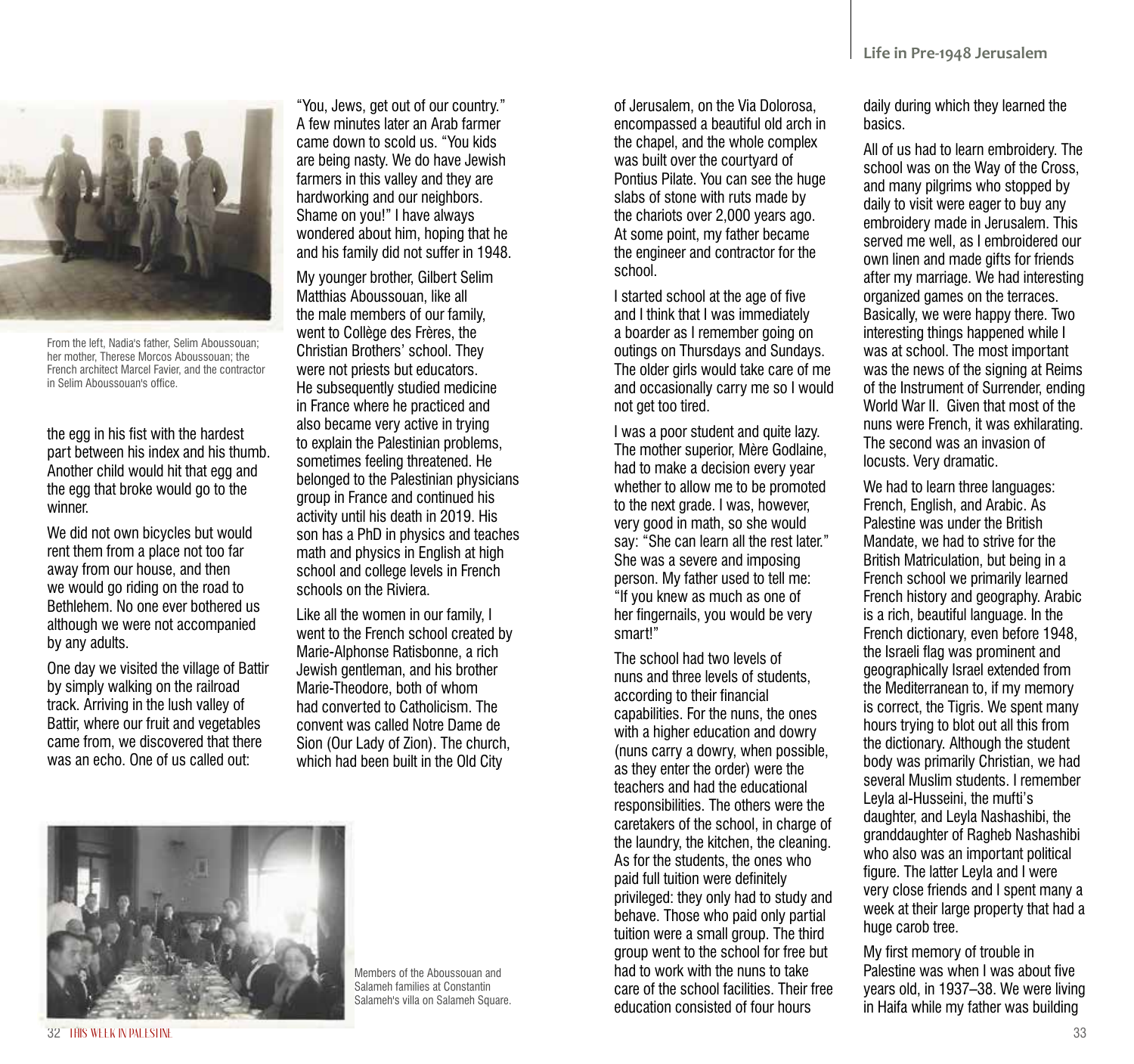From the left, Nadia's father, Selim Aboussouan; her mother, Therese Morcos Aboussouan; the French architect Marcel Favier, and the contractor in Selim Aboussouan's office.

the egg in his fist with the hardest part between his index and his thumb. Another child would hit that egg and the egg that broke would go to the winner.

We did not own bicycles but would rent them from a place not too far away from our house, and then we would go riding on the road to Bethlehem. No one ever bothered us although we were not accompanied by any adults.

One day we visited the village of Battir by simply walking on the railroad track. Arriving in the lush valley of Battir, where our fruit and vegetables came from, we discovered that there was an echo. One of us called out: "You, Jews, get out of our country." A few minutes later an Arab farmer came down to scold us. "You kids are being nasty. We do have Jewish farmers in this valley and they are hardworking and our neighbors. Shame on you!" I have always wondered about him, hoping that he and his family did not suffer in 1948.

My younger brother, Gilbert Selim Matthias Aboussouan, like all the male members of our family, went to Collège des Frères, the Christian Brothers' school. They were not priests but educators. He subsequently studied medicine in France where he practiced and also became very active in trying to explain the Palestinian problems, sometimes feeling threatened. He belonged to the Palestinian physicians group in France and continued his activity until his death in 2019. His son has a PhD in physics and teaches math and physics in English at high school and college levels in French schools on the Riviera.

Like all the women in our family, I went to the French school created by Marie-Alphonse Ratisbonne, a rich Jewish gentleman, and his brother Marie-Theodore, both of whom had converted to Catholicism. The convent was called Notre Dame de Sion (Our Lady of Zion). The church, which had been built in the Old City of Jerusalem, on the Via Dolorosa, encompassed a beautiful old arch in the chapel, and the whole complex was built over the courtyard of Pontius Pilate. You can see the huge slabs of stone with ruts made by the chariots over 2,000 years ago. At some point, my father became the engineer and contractor for the school.

Members of the Aboussouan and Salameh families at Constantin Salameh's villa on Salameh Square.

I started school at the age of five and I think that I was immediately a boarder as I remember going on outings on Thursdays and Sundays. The older girls would take care of me and occasionally carry me so I would not get too tired.

I was a poor student and quite lazy. The mother superior, Mère Godlaine, had to make a decision every year whether to allow me to be promoted to the next grade. I was, however, very good in math, so she would say: "She can learn all the rest later." She was a severe and imposing person. My father used to tell me: "If you knew as much as one of her fingernails, you would be very smart!"

The school had two levels of nuns and three levels of students, according to their financial capabilities. For the nuns, the ones with a higher education and dowry (nuns carry a dowry, when possible, as they enter the order) were the teachers and had the educational responsibilities. The others were the caretakers of the school, in charge of the laundry, the kitchen, the cleaning. As for the students, the ones who paid full tuition were definitely privileged: they only had to study and behave. Those who paid only partial tuition were a small group. The third group went to the school for free but had to work with the nuns to take care of the school facilities. Their free education consisted of four hours daily during which they learned the basics.

All of us had to learn embroidery. The school was on the Way of the Cross, and many pilgrims who stopped by daily to visit were eager to buy any embroidery made in Jerusalem. This served me well, as I embroidered our own linen and made gifts for friends after my marriage. We had interesting organized games on the terraces. Basically, we were happy there. Two interesting things happened while I was at school. The most important was the news of the signing at Reims of the Instrument of Surrender, ending World War II. Given that most of the nuns were French, it was exhilarating. The second was an invasion of locusts. Very dramatic.

We had to learn three languages: French, English, and Arabic. As Palestine was under the British Mandate, we had to strive for the British Matriculation, but being in a French school we primarily learned French history and geography. Arabic is a rich, beautiful language. In the French dictionary, even before 1948, the Israeli flag was prominent and geographically Israel extended from the Mediterranean to, if my memory is correct, the Tigris. We spent many hours trying to blot out all this from the dictionary. Although the student body was primarily Christian, we had several Muslim students. I remember Leyla al-Husseini, the mufti's daughter, and Leyla Nashashibi, the granddaughter of Ragheb Nashashibi who also was an important political figure. The latter Leyla and I were very close friends and I spent many a week at their large property that had a huge carob tree.

My first memory of trouble in Palestine was when I was about five years old, in 1937–38. We were living in Haifa while my father was building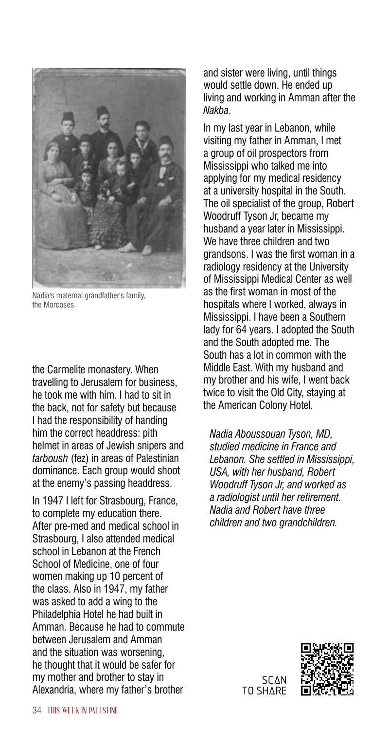Nadia's maternal grandfather's family, the Morcoses.

the Carmelite monastery. When travelling to Jerusalem for business, he took me with him. I had to sit in the back, not for safety but because I had the responsibility of handing him the correct headdress: pith helmet in areas of Jewish snipers and *tarboush* (fez) in areas of Palestinian dominance. Each group would shoot at the enemy's passing headdress.

In 1947 I left for Strasbourg, France, to complete my education there. After pre-med and medical school in Strasbourg, I also attended medical school in Lebanon at the French School of Medicine, one of four women making up 10 percent of the class. Also in 1947, my father was asked to add a wing to the Philadelphia Hotel he had built in Amman. Because he had to commute between Jerusalem and Amman and the situation was worsening, he thought that it would be safer for my mother and brother to stay in Alexandria, where my father's brother and sister were living, until things would settle down. He ended up living and working in Amman after the *Nakba*.

In my last year in Lebanon, while visiting my father in Amman, I met a group of oil prospectors from Mississippi who talked me into applying for my medical residency at a university hospital in the South. The oil specialist of the group, Robert Woodruff Tyson Jr, became my husband a year later in Mississippi. We have three children and two grandsons. I was the first woman in a radiology residency at the University of Mississippi Medical Center as well as the first woman in most of the hospitals where I worked, always in Mississippi. I have been a Southern lady for 64 years. I adopted the South and the South adopted me. The South has a lot in common with the Middle East. With my husband and my brother and his wife, I went back twice to visit the Old City, staying at the American Colony Hotel.

*Nadia Aboussouan Tyson, MD, studied medicine in France and Lebanon. She settled in Mississippi, USA, with her husband, Robert Woodruff Tyson Jr, and worked as a radiologist until her retirement. Nadia and Robert have three children and two grandchildren.*

SCAN TO SHARE